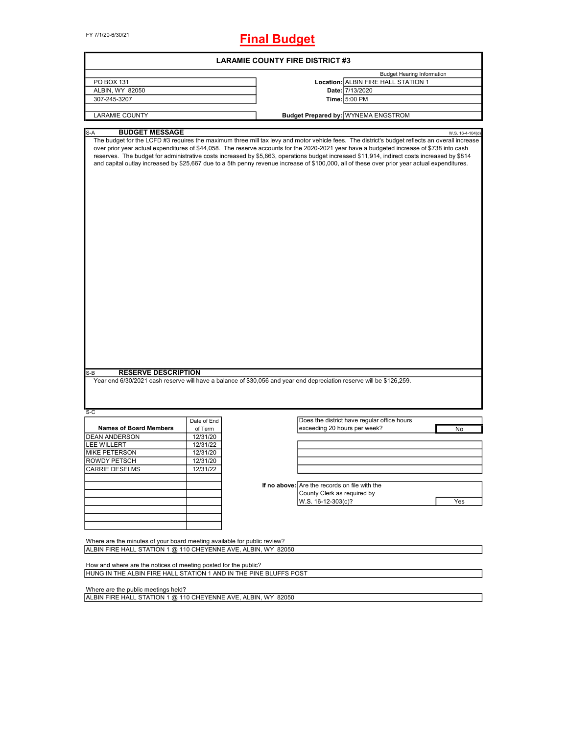FY 7/1/20-6/30/21

# Final Budget

## LARAMIE COUNTY FIRE DISTRICT #3

| | | |
|---|---|---|
| PO BOX 131 | | Budget Hearing Information |
| ALBIN, WY 82050 | **Location:** | ALBIN FIRE HALL STATION 1 |
| 307-245-3207 | **Date:** | 7/13/2020 |
| | **Time:** | 5:00 PM |
| LARAMIE COUNTY | **Budget Prepared by:** | WYNEMA ENGSTROM |

S-A **BUDGET MESSAGE** W.S. 16-4-104(d)

The budget for the LCFD #3 requires the maximum three mill tax levy and motor vehicle fees. The district's budget reflects an overall increase over prior year actual expenditures of $44,058. The reserve accounts for the 2020-2021 year have a budgeted increase of $738 into cash reserves. The budget for administrative costs increased by $5,663, operations budget increased $11,914, indirect costs increased by $814 and capital outlay increased by $25,667 due to a 5th penny revenue increase of $100,000, all of these over prior year actual expenditures.

S-B **RESERVE DESCRIPTION**

Year end 6/30/2021 cash reserve will have a balance of $30,056 and year end depreciation reserve will be $126,259.

S-C

| Names of Board Members | Date of End of Term |
|---|---|
| DEAN ANDERSON | 12/31/20 |
| LEE WILLERT | 12/31/22 |
| MIKE PETERSON | 12/31/20 |
| ROWDY PETSCH | 12/31/20 |
| CARRIE DESELMS | 12/31/22 |

Does the district have regular office hours exceeding 20 hours per week? **No**

**If no above:** Are the records on file with the County Clerk as required by W.S. 16-12-303(c)? **Yes**

Where are the minutes of your board meeting available for public review?
ALBIN FIRE HALL STATION 1 @ 110 CHEYENNE AVE, ALBIN, WY 82050

How and where are the notices of meeting posted for the public?
HUNG IN THE ALBIN FIRE HALL STATION 1 AND IN THE PINE BLUFFS POST

Where are the public meetings held?
ALBIN FIRE HALL STATION 1 @ 110 CHEYENNE AVE, ALBIN, WY 82050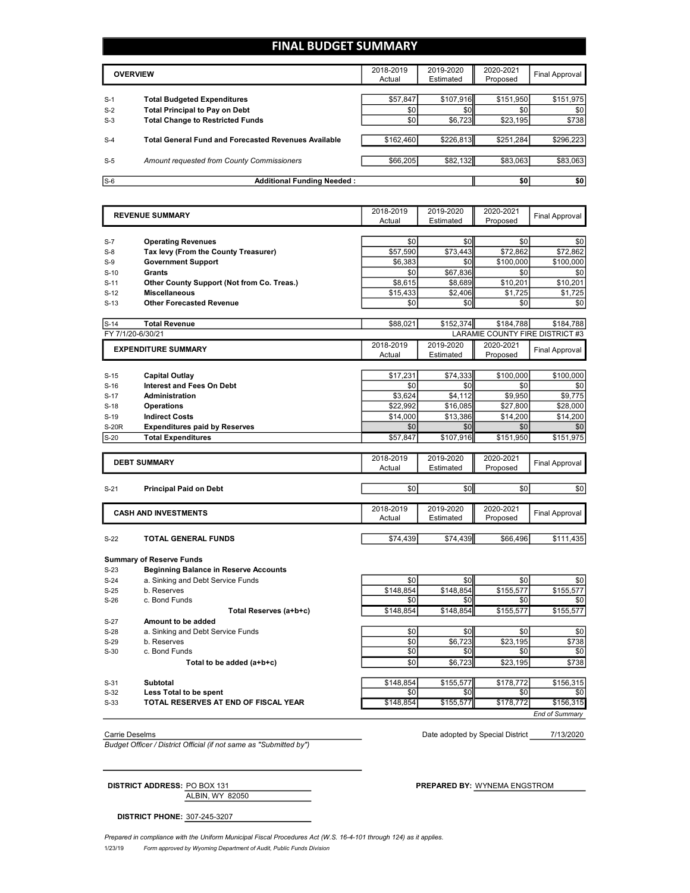# FINAL BUDGET SUMMARY

| | OVERVIEW | 2018-2019 Actual | 2019-2020 Estimated | 2020-2021 Proposed | Final Approval |
|---|---|---|---|---|---|
| S-1 | **Total Budgeted Expenditures** | $57,847 | $107,916 | $151,950 | $151,975 |
| S-2 | **Total Principal to Pay on Debt** | $0 | $0 | $0 | $0 |
| S-3 | **Total Change to Restricted Funds** | $0 | $6,723 | $23,195 | $738 |
| S-4 | **Total General Fund and Forecasted Revenues Available** | $162,460 | $226,813 | $251,284 | $296,223 |
| S-5 | *Amount requested from County Commissioners* | $66,205 | $82,132 | $83,063 | $83,063 |
| S-6 | **Additional Funding Needed :** | | | $0 | $0 |

| | REVENUE SUMMARY | 2018-2019 Actual | 2019-2020 Estimated | 2020-2021 Proposed | Final Approval |
|---|---|---|---|---|---|
| S-7 | **Operating Revenues** | $0 | $0 | $0 | $0 |
| S-8 | **Tax levy (From the County Treasurer)** | $57,590 | $73,443 | $72,862 | $72,862 |
| S-9 | **Government Support** | $6,383 | $0 | $100,000 | $100,000 |
| S-10 | **Grants** | $0 | $67,836 | $0 | $0 |
| S-11 | **Other County Support (Not from Co. Treas.)** | $8,615 | $8,689 | $10,201 | $10,201 |
| S-12 | **Miscellaneous** | $15,433 | $2,406 | $1,725 | $1,725 |
| S-13 | **Other Forecasted Revenue** | $0 | $0 | $0 | $0 |
| S-14 | **Total Revenue** | $88,021 | $152,374 | $184,788 | $184,788 |

FY 7/1/20-6/30/21 — LARAMIE COUNTY FIRE DISTRICT #3

| | EXPENDITURE SUMMARY | 2018-2019 Actual | 2019-2020 Estimated | 2020-2021 Proposed | Final Approval |
|---|---|---|---|---|---|
| S-15 | **Capital Outlay** | $17,231 | $74,333 | $100,000 | $100,000 |
| S-16 | **Interest and Fees On Debt** | $0 | $0 | $0 | $0 |
| S-17 | **Administration** | $3,624 | $4,112 | $9,950 | $9,775 |
| S-18 | **Operations** | $22,992 | $16,085 | $27,800 | $28,000 |
| S-19 | **Indirect Costs** | $14,000 | $13,386 | $14,200 | $14,200 |
| S-20R | **Expenditures paid by Reserves** | $0 | $0 | $0 | $0 |
| S-20 | **Total Expenditures** | $57,847 | $107,916 | $151,950 | $151,975 |

| | DEBT SUMMARY | 2018-2019 Actual | 2019-2020 Estimated | 2020-2021 Proposed | Final Approval |
|---|---|---|---|---|---|
| S-21 | **Principal Paid on Debt** | $0 | $0 | $0 | $0 |

| | CASH AND INVESTMENTS | 2018-2019 Actual | 2019-2020 Estimated | 2020-2021 Proposed | Final Approval |
|---|---|---|---|---|---|
| S-22 | **TOTAL GENERAL FUNDS** | $74,439 | $74,439 | $66,496 | $111,435 |
| | **Summary of Reserve Funds** | | | | |
| S-23 | **Beginning Balance in Reserve Accounts** | | | | |
| S-24 | a. Sinking and Debt Service Funds | $0 | $0 | $0 | $0 |
| S-25 | b. Reserves | $148,854 | $148,854 | $155,577 | $155,577 |
| S-26 | c. Bond Funds | $0 | $0 | $0 | $0 |
| | **Total Reserves (a+b+c)** | $148,854 | $148,854 | $155,577 | $155,577 |
| S-27 | **Amount to be added** | | | | |
| S-28 | a. Sinking and Debt Service Funds | $0 | $0 | $0 | $0 |
| S-29 | b. Reserves | $0 | $6,723 | $23,195 | $738 |
| S-30 | c. Bond Funds | $0 | $0 | $0 | $0 |
| | **Total to be added (a+b+c)** | $0 | $6,723 | $23,195 | $738 |
| S-31 | **Subtotal** | $148,854 | $155,577 | $178,772 | $156,315 |
| S-32 | **Less Total to be spent** | $0 | $0 | $0 | $0 |
| S-33 | **TOTAL RESERVES AT END OF FISCAL YEAR** | $148,854 | $155,577 | $178,772 | $156,315 |

*End of Summary*

Carrie Deselms

*Budget Officer / District Official (if not same as "Submitted by")*

Date adopted by Special District 7/13/2020

**DISTRICT ADDRESS:** PO BOX 131
ALBIN, WY 82050

**PREPARED BY:** WYNEMA ENGSTROM

**DISTRICT PHONE:** 307-245-3207

*Prepared in compliance with the Uniform Municipal Fiscal Procedures Act (W.S. 16-4-101 through 124) as it applies.*

1/23/19 *Form approved by Wyoming Department of Audit, Public Funds Division*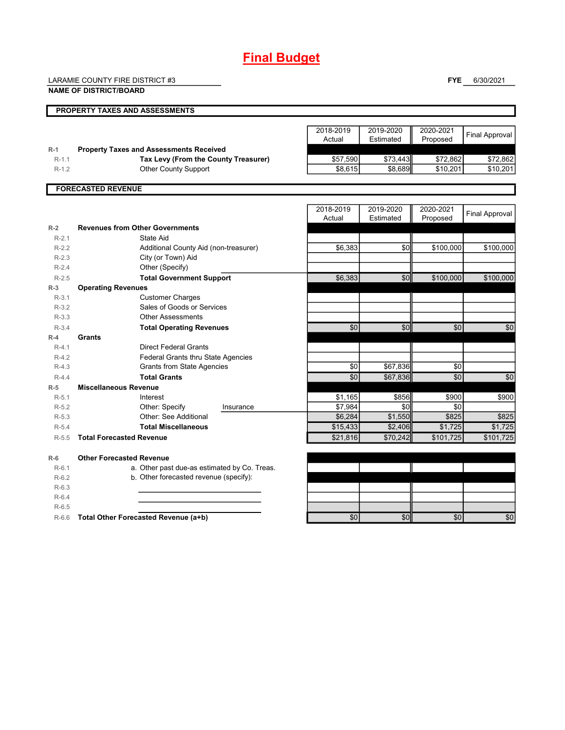# Final Budget

LARAMIE COUNTY FIRE DISTRICT #3

**NAME OF DISTRICT/BOARD**

**FYE** 6/30/2021

## PROPERTY TAXES AND ASSESSMENTS

| | | 2018-2019 Actual | 2019-2020 Estimated | 2020-2021 Proposed | Final Approval |
|---|---|---|---|---|---|
| R-1 | **Property Taxes and Assessments Received** | | | | |
| R-1.1 | **Tax Levy (From the County Treasurer)** | $57,590 | $73,443 | $72,862 | $72,862 |
| R-1.2 | Other County Support | $8,615 | $8,689 | $10,201 | $10,201 |

## FORECASTED REVENUE

| | | 2018-2019 Actual | 2019-2020 Estimated | 2020-2021 Proposed | Final Approval |
|---|---|---|---|---|---|
| R-2 | **Revenues from Other Governments** | | | | |
| R-2.1 | State Aid | | | | |
| R-2.2 | Additional County Aid (non-treasurer) | $6,383 | $0 | $100,000 | $100,000 |
| R-2.3 | City (or Town) Aid | | | | |
| R-2.4 | Other (Specify) | | | | |
| R-2.5 | **Total Government Support** | $6,383 | $0 | $100,000 | $100,000 |
| R-3 | **Operating Revenues** | | | | |
| R-3.1 | Customer Charges | | | | |
| R-3.2 | Sales of Goods or Services | | | | |
| R-3.3 | Other Assessments | | | | |
| R-3.4 | **Total Operating Revenues** | $0 | $0 | $0 | $0 |
| R-4 | **Grants** | | | | |
| R-4.1 | Direct Federal Grants | | | | |
| R-4.2 | Federal Grants thru State Agencies | | | | |
| R-4.3 | Grants from State Agencies | $0 | $67,836 | $0 | |
| R-4.4 | **Total Grants** | $0 | $67,836 | $0 | $0 |
| R-5 | **Miscellaneous Revenue** | | | | |
| R-5.1 | Interest | $1,165 | $856 | $900 | $900 |
| R-5.2 | Other: Specify Insurance | $7,984 | $0 | $0 | |
| R-5.3 | Other: See Additional | $6,284 | $1,550 | $825 | $825 |
| R-5.4 | **Total Miscellaneous** | $15,433 | $2,406 | $1,725 | $1,725 |
| R-5.5 | **Total Forecasted Revenue** | $21,816 | $70,242 | $101,725 | $101,725 |
| R-6 | **Other Forecasted Revenue** | | | | |
| R-6.1 | a. Other past due-as estimated by Co. Treas. | | | | |
| R-6.2 | b. Other forecasted revenue (specify): | | | | |
| R-6.3 | | | | | |
| R-6.4 | | | | | |
| R-6.5 | | | | | |
| R-6.6 | **Total Other Forecasted Revenue (a+b)** | $0 | $0 | $0 | $0 |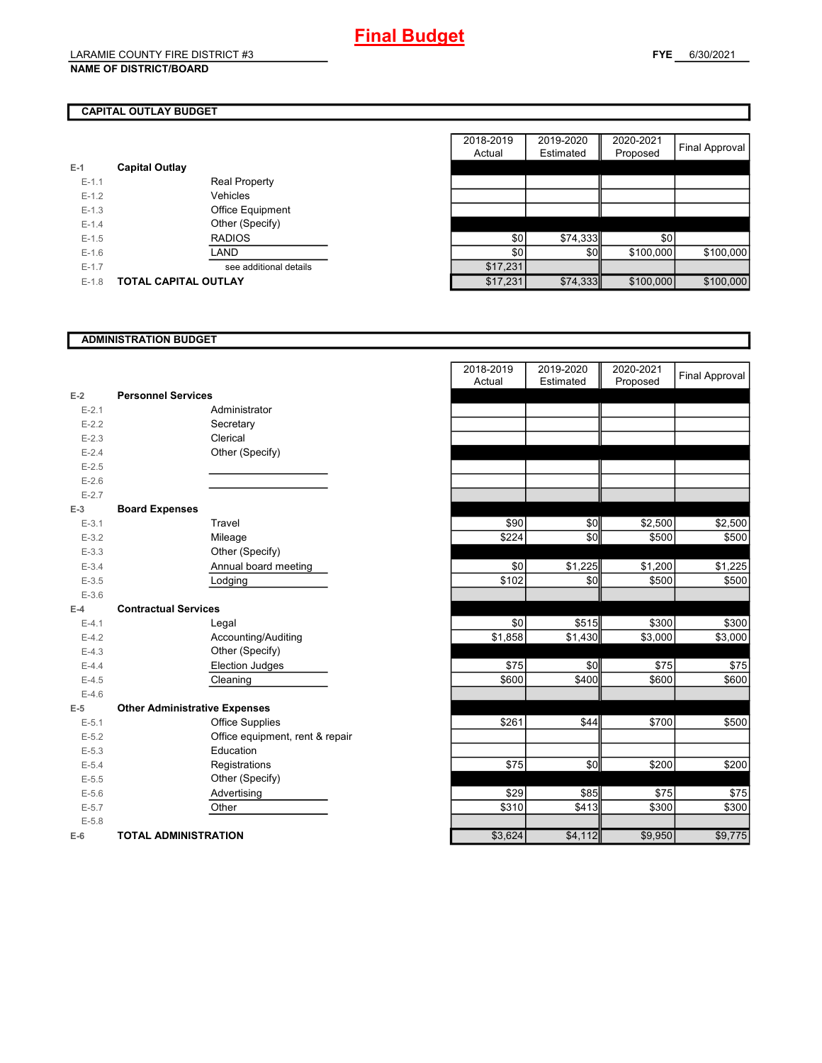# Final Budget

LARAMIE COUNTY FIRE DISTRICT #3

**NAME OF DISTRICT/BOARD**

**FYE** 6/30/2021

## CAPITAL OUTLAY BUDGET

| | | | 2018-2019 Actual | 2019-2020 Estimated | 2020-2021 Proposed | Final Approval |
|---|---|---|---|---|---|---|
| E-1 | **Capital Outlay** | | | | | |
| E-1.1 | | Real Property | | | | |
| E-1.2 | | Vehicles | | | | |
| E-1.3 | | Office Equipment | | | | |
| E-1.4 | | Other (Specify) | | | | |
| E-1.5 | | RADIOS | $0 | $74,333 | $0 | |
| E-1.6 | | LAND | $0 | $0 | $100,000 | $100,000 |
| E-1.7 | | see additional details | $17,231 | | | |
| E-1.8 | **TOTAL CAPITAL OUTLAY** | | $17,231 | $74,333 | $100,000 | $100,000 |

## ADMINISTRATION BUDGET

| | | | 2018-2019 Actual | 2019-2020 Estimated | 2020-2021 Proposed | Final Approval |
|---|---|---|---|---|---|---|
| E-2 | **Personnel Services** | | | | | |
| E-2.1 | | Administrator | | | | |
| E-2.2 | | Secretary | | | | |
| E-2.3 | | Clerical | | | | |
| E-2.4 | | Other (Specify) | | | | |
| E-2.5 | | | | | | |
| E-2.6 | | | | | | |
| E-2.7 | | | | | | |
| E-3 | **Board Expenses** | | | | | |
| E-3.1 | | Travel | $90 | $0 | $2,500 | $2,500 |
| E-3.2 | | Mileage | $224 | $0 | $500 | $500 |
| E-3.3 | | Other (Specify) | | | | |
| E-3.4 | | Annual board meeting | $0 | $1,225 | $1,200 | $1,225 |
| E-3.5 | | Lodging | $102 | $0 | $500 | $500 |
| E-3.6 | | | | | | |
| E-4 | **Contractual Services** | | | | | |
| E-4.1 | | Legal | $0 | $515 | $300 | $300 |
| E-4.2 | | Accounting/Auditing | $1,858 | $1,430 | $3,000 | $3,000 |
| E-4.3 | | Other (Specify) | | | | |
| E-4.4 | | Election Judges | $75 | $0 | $75 | $75 |
| E-4.5 | | Cleaning | $600 | $400 | $600 | $600 |
| E-4.6 | | | | | | |
| E-5 | **Other Administrative Expenses** | | | | | |
| E-5.1 | | Office Supplies | $261 | $44 | $700 | $500 |
| E-5.2 | | Office equipment, rent & repair | | | | |
| E-5.3 | | Education | | | | |
| E-5.4 | | Registrations | $75 | $0 | $200 | $200 |
| E-5.5 | | Other (Specify) | | | | |
| E-5.6 | | Advertising | $29 | $85 | $75 | $75 |
| E-5.7 | | Other | $310 | $413 | $300 | $300 |
| E-5.8 | | | | | | |
| E-6 | **TOTAL ADMINISTRATION** | | $3,624 | $4,112 | $9,950 | $9,775 |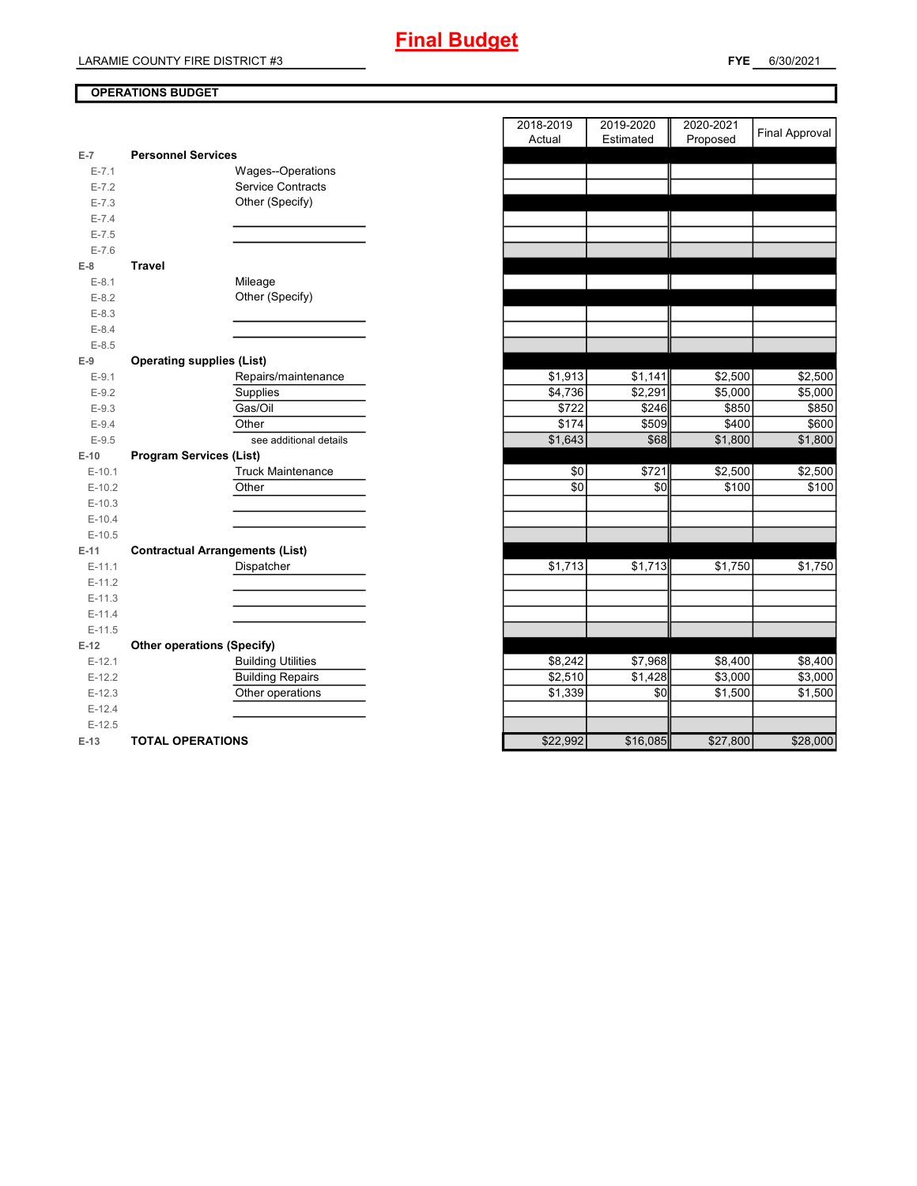# Final Budget

LARAMIE COUNTY FIRE DISTRICT #3

**FYE** 6/30/2021

**OPERATIONS BUDGET**

| | | | 2018-2019 Actual | 2019-2020 Estimated | 2020-2021 Proposed | Final Approval |
|---|---|---|---|---|---|---|
| E-7 | **Personnel Services** | | | | | |
| E-7.1 | | Wages--Operations | | | | |
| E-7.2 | | Service Contracts | | | | |
| E-7.3 | | Other (Specify) | | | | |
| E-7.4 | | | | | | |
| E-7.5 | | | | | | |
| E-7.6 | | | | | | |
| E-8 | **Travel** | | | | | |
| E-8.1 | | Mileage | | | | |
| E-8.2 | | Other (Specify) | | | | |
| E-8.3 | | | | | | |
| E-8.4 | | | | | | |
| E-8.5 | | | | | | |
| E-9 | **Operating supplies (List)** | | | | | |
| E-9.1 | | Repairs/maintenance | $1,913 | $1,141 | $2,500 | $2,500 |
| E-9.2 | | Supplies | $4,736 | $2,291 | $5,000 | $5,000 |
| E-9.3 | | Gas/Oil | $722 | $246 | $850 | $850 |
| E-9.4 | | Other | $174 | $509 | $400 | $600 |
| E-9.5 | | see additional details | $1,643 | $68 | $1,800 | $1,800 |
| E-10 | **Program Services (List)** | | | | | |
| E-10.1 | | Truck Maintenance | $0 | $721 | $2,500 | $2,500 |
| E-10.2 | | Other | $0 | $0 | $100 | $100 |
| E-10.3 | | | | | | |
| E-10.4 | | | | | | |
| E-10.5 | | | | | | |
| E-11 | **Contractual Arrangements (List)** | | | | | |
| E-11.1 | | Dispatcher | $1,713 | $1,713 | $1,750 | $1,750 |
| E-11.2 | | | | | | |
| E-11.3 | | | | | | |
| E-11.4 | | | | | | |
| E-11.5 | | | | | | |
| E-12 | **Other operations (Specify)** | | | | | |
| E-12.1 | | Building Utilities | $8,242 | $7,968 | $8,400 | $8,400 |
| E-12.2 | | Building Repairs | $2,510 | $1,428 | $3,000 | $3,000 |
| E-12.3 | | Other operations | $1,339 | $0 | $1,500 | $1,500 |
| E-12.4 | | | | | | |
| E-12.5 | | | | | | |
| E-13 | **TOTAL OPERATIONS** | | $22,992 | $16,085 | $27,800 | $28,000 |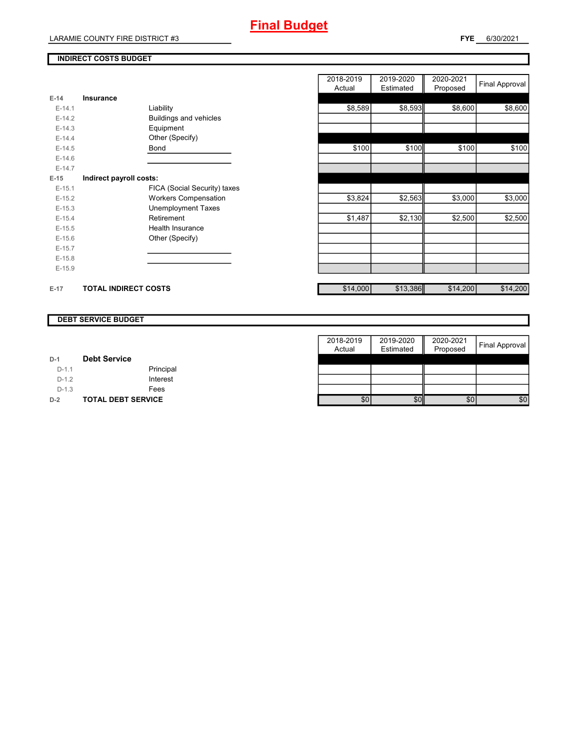# Final Budget

LARAMIE COUNTY FIRE DISTRICT #3

**FYE** 6/30/2021

## INDIRECT COSTS BUDGET

| | | | 2018-2019 Actual | 2019-2020 Estimated | 2020-2021 Proposed | Final Approval |
|---|---|---|---|---|---|---|
| **E-14** | **Insurance** | | | | | |
| E-14.1 | | Liability | $8,589 | $8,593 | $8,600 | $8,600 |
| E-14.2 | | Buildings and vehicles | | | | |
| E-14.3 | | Equipment | | | | |
| E-14.4 | | Other (Specify) | | | | |
| E-14.5 | | Bond | $100 | $100 | $100 | $100 |
| E-14.6 | | | | | | |
| E-14.7 | | | | | | |
| **E-15** | **Indirect payroll costs:** | | | | | |
| E-15.1 | | FICA (Social Security) taxes | | | | |
| E-15.2 | | Workers Compensation | $3,824 | $2,563 | $3,000 | $3,000 |
| E-15.3 | | Unemployment Taxes | | | | |
| E-15.4 | | Retirement | $1,487 | $2,130 | $2,500 | $2,500 |
| E-15.5 | | Health Insurance | | | | |
| E-15.6 | | Other (Specify) | | | | |
| E-15.7 | | | | | | |
| E-15.8 | | | | | | |
| E-15.9 | | | | | | |
| **E-17** | **TOTAL INDIRECT COSTS** | | $14,000 | $13,386 | $14,200 | $14,200 |

## DEBT SERVICE BUDGET

| | | | 2018-2019 Actual | 2019-2020 Estimated | 2020-2021 Proposed | Final Approval |
|---|---|---|---|---|---|---|
| **D-1** | **Debt Service** | | | | | |
| D-1.1 | | Principal | | | | |
| D-1.2 | | Interest | | | | |
| D-1.3 | | Fees | | | | |
| **D-2** | **TOTAL DEBT SERVICE** | | $0 | $0 | $0 | $0 |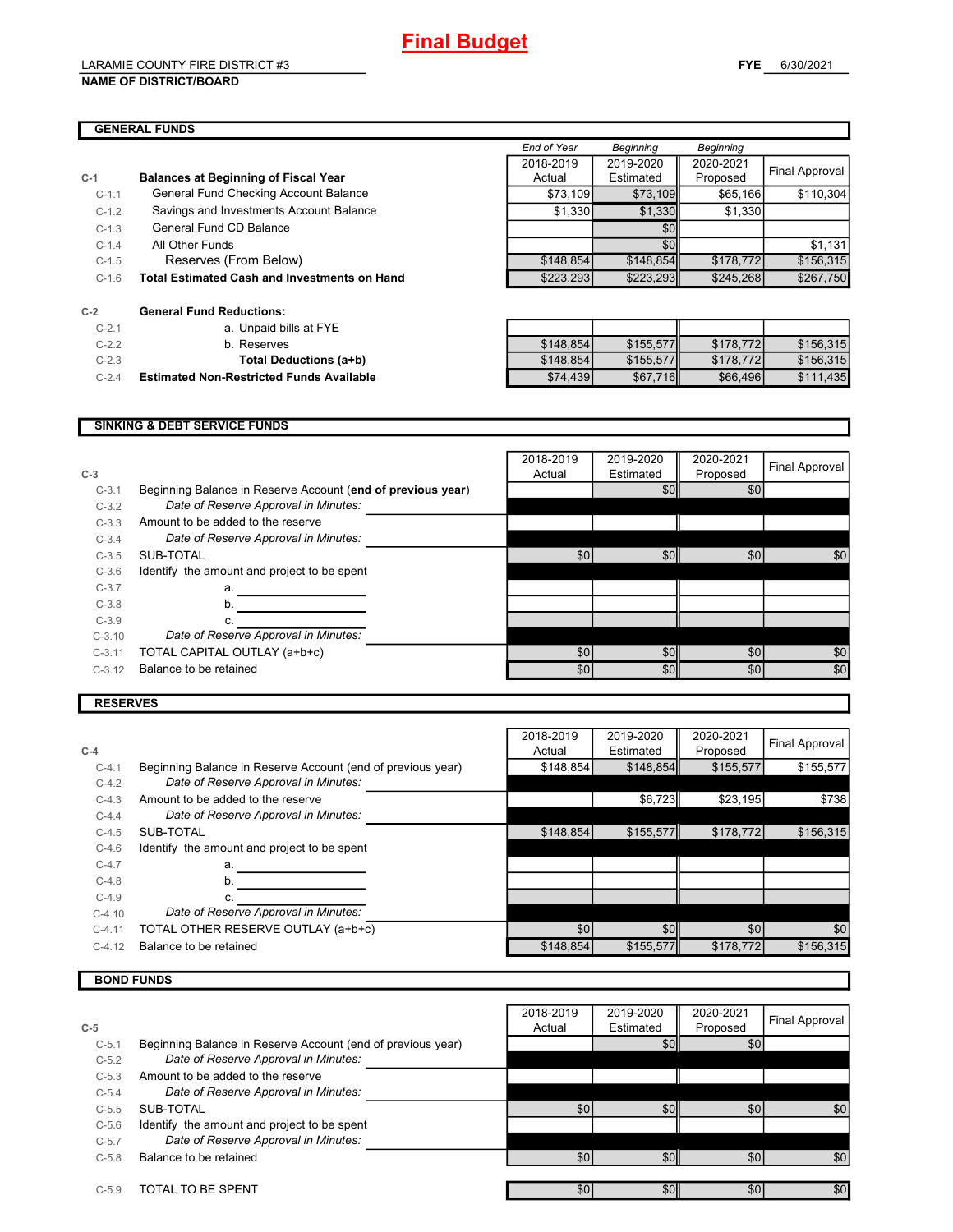# Final Budget

LARAMIE COUNTY FIRE DISTRICT #3

**NAME OF DISTRICT/BOARD**

**FYE** 6/30/2021

## GENERAL FUNDS

| | | End of Year 2018-2019 Actual | Beginning 2019-2020 Estimated | Beginning 2020-2021 Proposed | Final Approval |
|---|---|---|---|---|---|
| **C-1** | **Balances at Beginning of Fiscal Year** | | | | |
| C-1.1 | General Fund Checking Account Balance | $73,109 | $73,109 | $65,166 | $110,304 |
| C-1.2 | Savings and Investments Account Balance | $1,330 | $1,330 | $1,330 | |
| C-1.3 | General Fund CD Balance | | $0 | | |
| C-1.4 | All Other Funds | | $0 | | $1,131 |
| C-1.5 | Reserves (From Below) | $148,854 | $148,854 | $178,772 | $156,315 |
| C-1.6 | **Total Estimated Cash and Investments on Hand** | $223,293 | $223,293 | $245,268 | $267,750 |
| **C-2** | **General Fund Reductions:** | | | | |
| C-2.1 | a. Unpaid bills at FYE | | | | |
| C-2.2 | b. Reserves | $148,854 | $155,577 | $178,772 | $156,315 |
| C-2.3 | **Total Deductions (a+b)** | $148,854 | $155,577 | $178,772 | $156,315 |
| C-2.4 | **Estimated Non-Restricted Funds Available** | $74,439 | $67,716 | $66,496 | $111,435 |

## SINKING & DEBT SERVICE FUNDS

| C-3 | | 2018-2019 Actual | 2019-2020 Estimated | 2020-2021 Proposed | Final Approval |
|---|---|---|---|---|---|
| C-3.1 | Beginning Balance in Reserve Account (**end of previous year**) | | $0 | $0 | |
| C-3.2 | *Date of Reserve Approval in Minutes:* | | | | |
| C-3.3 | Amount to be added to the reserve | | | | |
| C-3.4 | *Date of Reserve Approval in Minutes:* | | | | |
| C-3.5 | SUB-TOTAL | $0 | $0 | $0 | $0 |
| C-3.6 | Identify the amount and project to be spent | | | | |
| C-3.7 | a. | | | | |
| C-3.8 | b. | | | | |
| C-3.9 | c. | | | | |
| C-3.10 | *Date of Reserve Approval in Minutes:* | | | | |
| C-3.11 | TOTAL CAPITAL OUTLAY (a+b+c) | $0 | $0 | $0 | $0 |
| C-3.12 | Balance to be retained | $0 | $0 | $0 | $0 |

## RESERVES

| C-4 | | 2018-2019 Actual | 2019-2020 Estimated | 2020-2021 Proposed | Final Approval |
|---|---|---|---|---|---|
| C-4.1 | Beginning Balance in Reserve Account (end of previous year) | $148,854 | $148,854 | $155,577 | $155,577 |
| C-4.2 | *Date of Reserve Approval in Minutes:* | | | | |
| C-4.3 | Amount to be added to the reserve | | $6,723 | $23,195 | $738 |
| C-4.4 | *Date of Reserve Approval in Minutes:* | | | | |
| C-4.5 | SUB-TOTAL | $148,854 | $155,577 | $178,772 | $156,315 |
| C-4.6 | Identify the amount and project to be spent | | | | |
| C-4.7 | a. | | | | |
| C-4.8 | b. | | | | |
| C-4.9 | c. | | | | |
| C-4.10 | *Date of Reserve Approval in Minutes:* | | | | |
| C-4.11 | TOTAL OTHER RESERVE OUTLAY (a+b+c) | $0 | $0 | $0 | $0 |
| C-4.12 | Balance to be retained | $148,854 | $155,577 | $178,772 | $156,315 |

## BOND FUNDS

| C-5 | | 2018-2019 Actual | 2019-2020 Estimated | 2020-2021 Proposed | Final Approval |
|---|---|---|---|---|---|
| C-5.1 | Beginning Balance in Reserve Account (end of previous year) | | $0 | $0 | |
| C-5.2 | *Date of Reserve Approval in Minutes:* | | | | |
| C-5.3 | Amount to be added to the reserve | | | | |
| C-5.4 | *Date of Reserve Approval in Minutes:* | | | | |
| C-5.5 | SUB-TOTAL | $0 | $0 | $0 | $0 |
| C-5.6 | Identify the amount and project to be spent | | | | |
| C-5.7 | *Date of Reserve Approval in Minutes:* | | | | |
| C-5.8 | Balance to be retained | $0 | $0 | $0 | $0 |
| C-5.9 | TOTAL TO BE SPENT | $0 | $0 | $0 | $0 |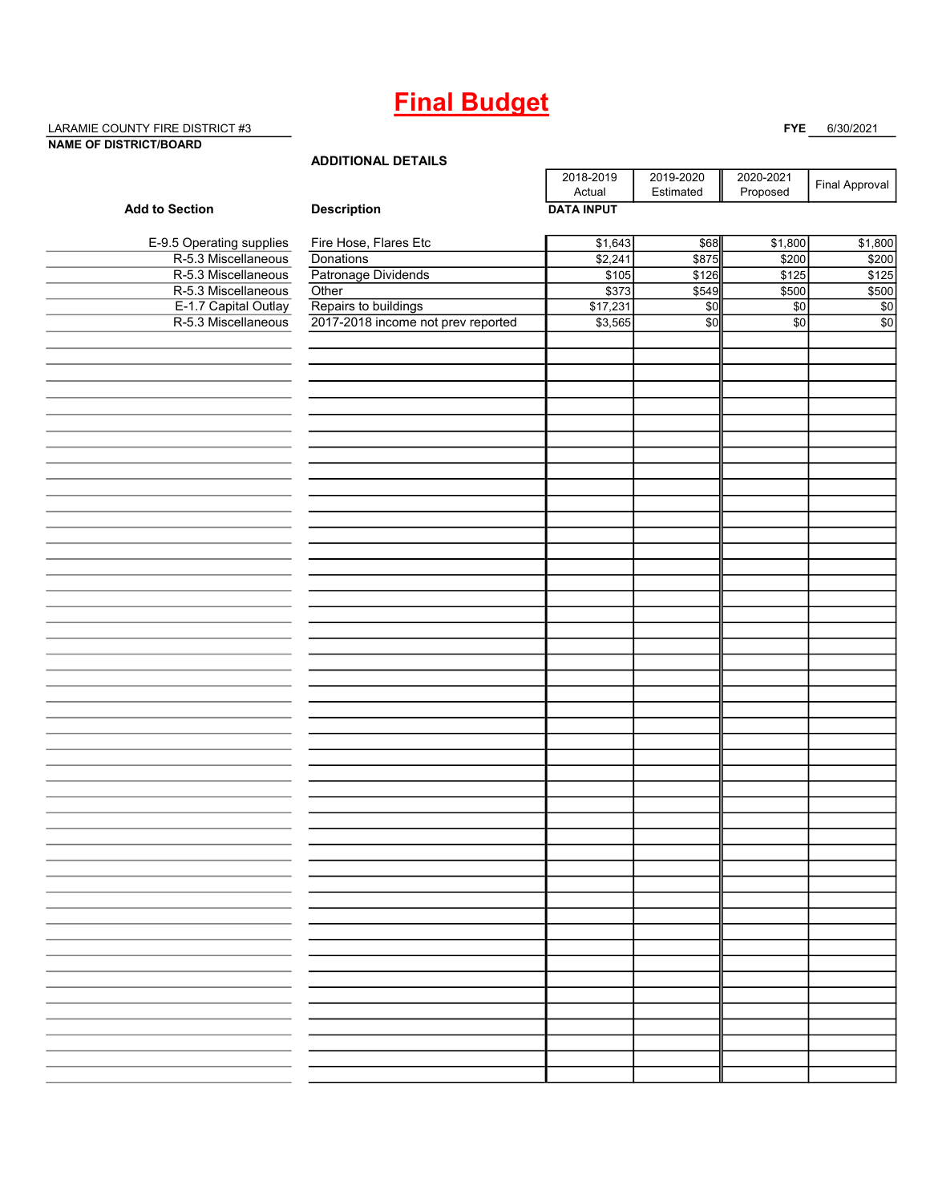# Final Budget

LARAMIE COUNTY FIRE DISTRICT #3
**NAME OF DISTRICT/BOARD**

**FYE** 6/30/2021

**ADDITIONAL DETAILS**

| Add to Section | Description | 2018-2019 Actual | 2019-2020 Estimated | 2020-2021 Proposed | Final Approval |
|---|---|---|---|---|---|
| | | DATA INPUT | | | |
| E-9.5 Operating supplies | Fire Hose, Flares Etc | $1,643 | $68 | $1,800 | $1,800 |
| R-5.3 Miscellaneous | Donations | $2,241 | $875 | $200 | $200 |
| R-5.3 Miscellaneous | Patronage Dividends | $105 | $126 | $125 | $125 |
| R-5.3 Miscellaneous | Other | $373 | $549 | $500 | $500 |
| E-1.7 Capital Outlay | Repairs to buildings | $17,231 | $0 | $0 | $0 |
| R-5.3 Miscellaneous | 2017-2018 income not prev reported | $3,565 | $0 | $0 | $0 |